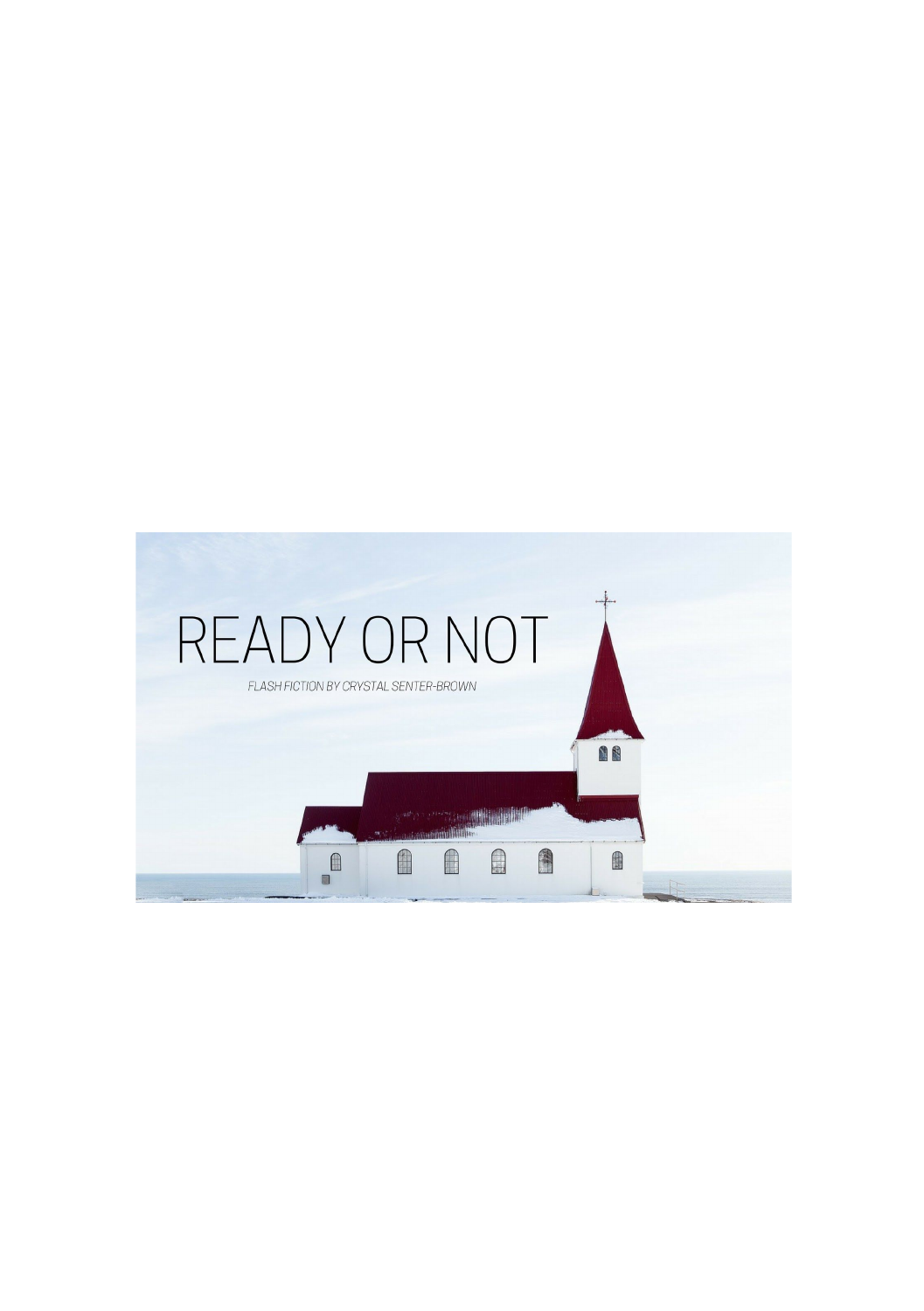# READY OR NOT

*FLASH FICTION BY CRYSTAL SENTER-BROWN*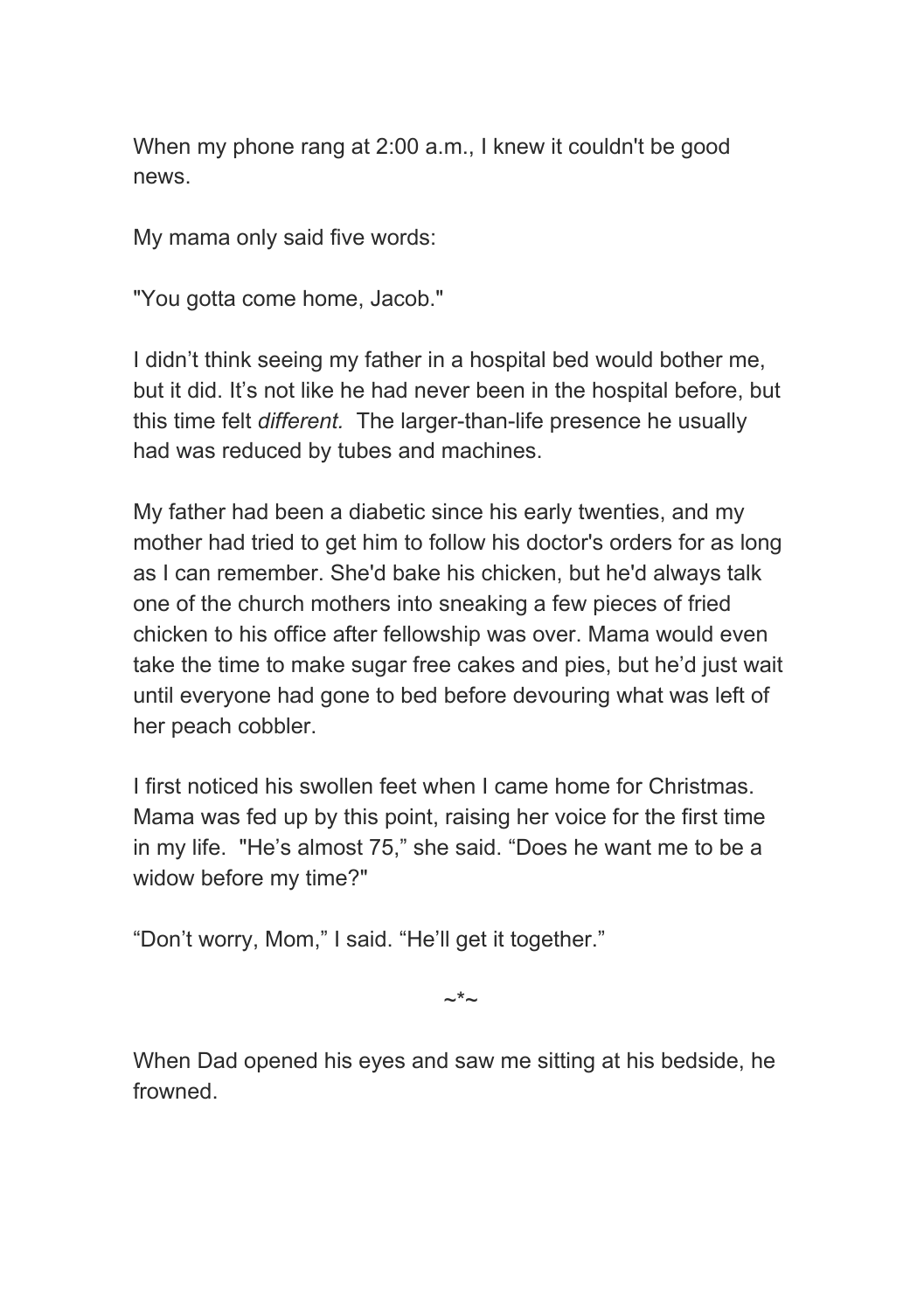When my phone rang at 2:00 a.m., I knew it couldn't be good news.

My mama only said five words:

"You gotta come home, Jacob."

I didn't think seeing my father in a hospital bed would bother me, but it did. It's not like he had never been in the hospital before, but this time felt *different.* The larger-than-life presence he usually had was reduced by tubes and machines.

My father had been a diabetic since his early twenties, and my mother had tried to get him to follow his doctor's orders for as long as I can remember. She'd bake his chicken, but he'd always talk one of the church mothers into sneaking a few pieces of fried chicken to his office after fellowship was over. Mama would even take the time to make sugar free cakes and pies, but he'd just wait until everyone had gone to bed before devouring what was left of her peach cobbler.

I first noticed his swollen feet when I came home for Christmas. Mama was fed up by this point, raising her voice for the first time in my life. "He's almost 75," she said. "Does he want me to be a widow before my time?"

"Don't worry, Mom," I said. "He'll get it together."

~*~

When Dad opened his eyes and saw me sitting at his bedside, he frowned.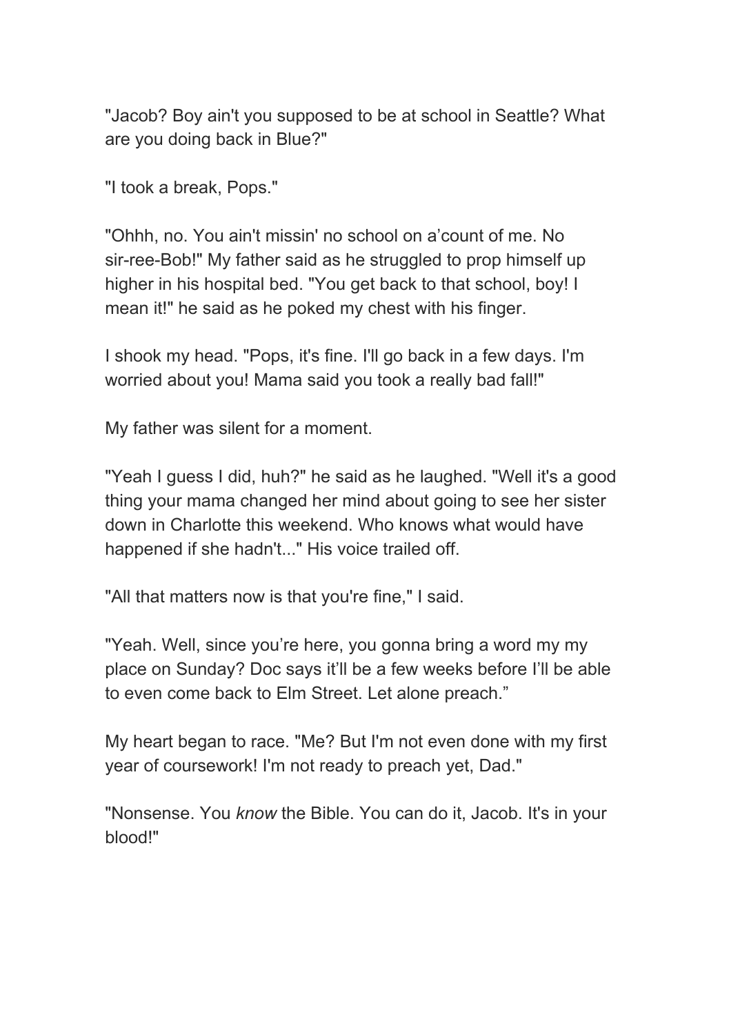"Jacob? Boy ain't you supposed to be at school in Seattle? What are you doing back in Blue?"

"I took a break, Pops."

"Ohhh, no. You ain't missin' no school on a'count of me. No sir-ree-Bob!" My father said as he struggled to prop himself up higher in his hospital bed. "You get back to that school, boy! I mean it!" he said as he poked my chest with his finger.

I shook my head. "Pops, it's fine. I'll go back in a few days. I'm worried about you! Mama said you took a really bad fall!"

My father was silent for a moment.

"Yeah I guess I did, huh?" he said as he laughed. "Well it's a good thing your mama changed her mind about going to see her sister down in Charlotte this weekend. Who knows what would have happened if she hadn't..." His voice trailed off.

"All that matters now is that you're fine," I said.

"Yeah. Well, since you're here, you gonna bring a word my my place on Sunday? Doc says it'll be a few weeks before I'll be able to even come back to Elm Street. Let alone preach."

My heart began to race. "Me? But I'm not even done with my first year of coursework! I'm not ready to preach yet, Dad."

"Nonsense. You *know* the Bible. You can do it, Jacob. It's in your blood!"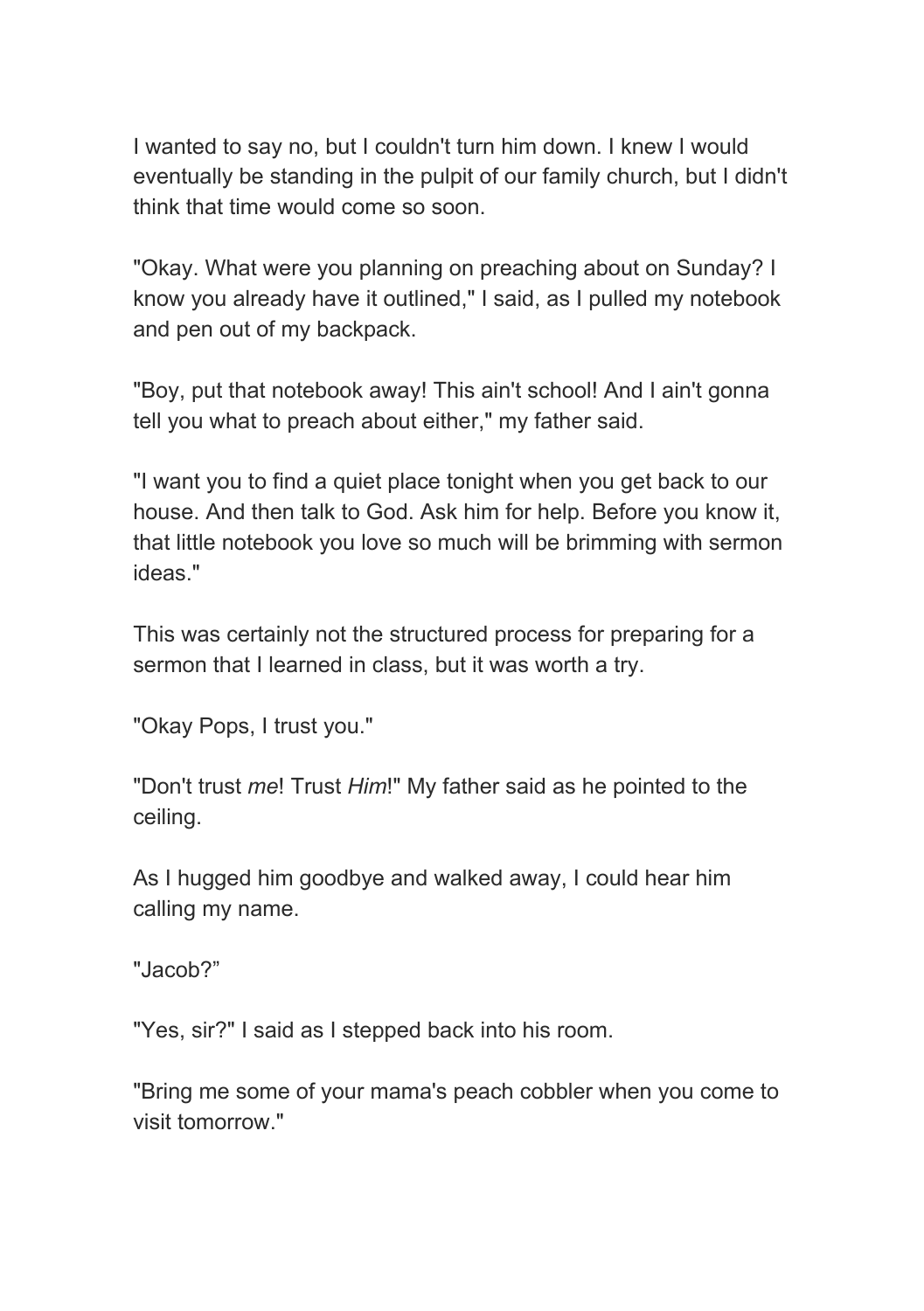I wanted to say no, but I couldn't turn him down. I knew I would eventually be standing in the pulpit of our family church, but I didn't think that time would come so soon.

"Okay. What were you planning on preaching about on Sunday? I know you already have it outlined," I said, as I pulled my notebook and pen out of my backpack.

"Boy, put that notebook away! This ain't school! And I ain't gonna tell you what to preach about either," my father said.

"I want you to find a quiet place tonight when you get back to our house. And then talk to God. Ask him for help. Before you know it, that little notebook you love so much will be brimming with sermon ideas."

This was certainly not the structured process for preparing for a sermon that I learned in class, but it was worth a try.

"Okay Pops, I trust you."

"Don't trust *me*! Trust *Him*!" My father said as he pointed to the ceiling.

As I hugged him goodbye and walked away, I could hear him calling my name.

"Jacob?"

"Yes, sir?" I said as I stepped back into his room.

"Bring me some of your mama's peach cobbler when you come to visit tomorrow."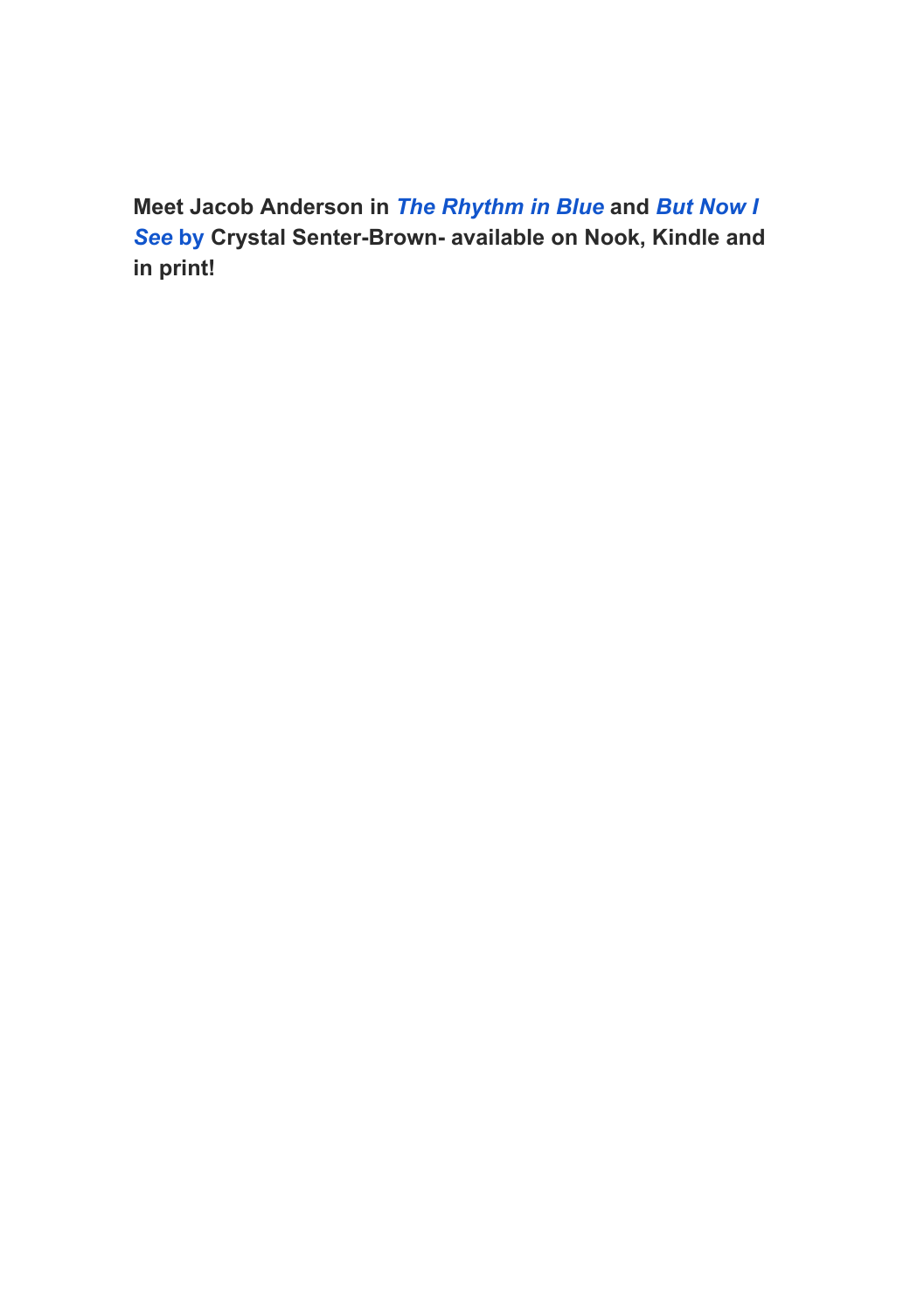**Meet Jacob Anderson in *The Rhythm in Blue* and *But Now I See* by Crystal Senter-Brown- available on Nook, Kindle and in print!**